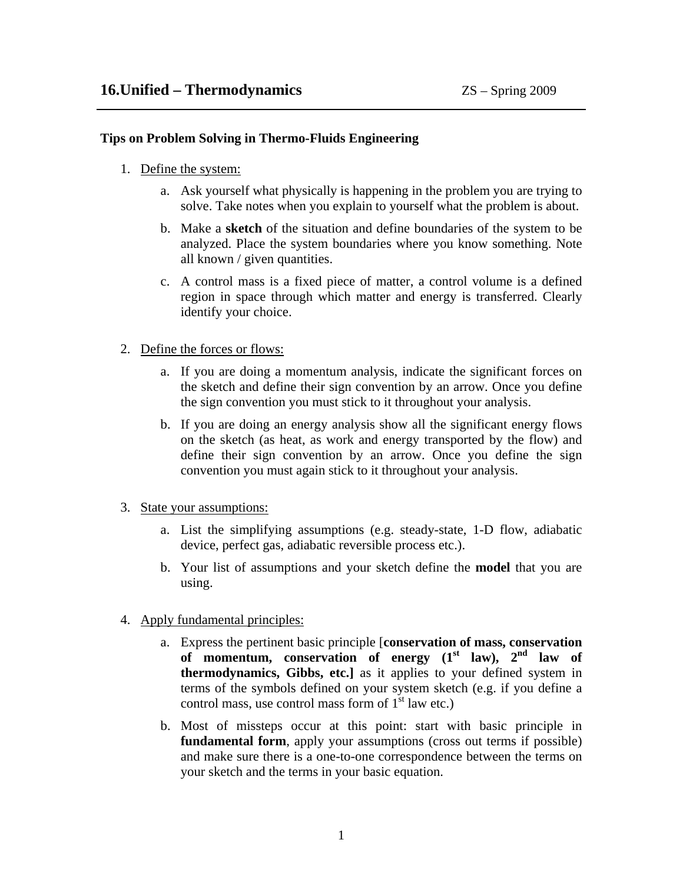# 16.Unified – Thermodynamics

ZS – Spring 2009

## Tips on Problem Solving in Thermo-Fluids Engineering

1. Define the system:
   a. Ask yourself what physically is happening in the problem you are trying to solve. Take notes when you explain to yourself what the problem is about.
   b. Make a **sketch** of the situation and define boundaries of the system to be analyzed. Place the system boundaries where you know something. Note all known / given quantities.
   c. A control mass is a fixed piece of matter, a control volume is a defined region in space through which matter and energy is transferred. Clearly identify your choice.

2. Define the forces or flows:
   a. If you are doing a momentum analysis, indicate the significant forces on the sketch and define their sign convention by an arrow. Once you define the sign convention you must stick to it throughout your analysis.
   b. If you are doing an energy analysis show all the significant energy flows on the sketch (as heat, as work and energy transported by the flow) and define their sign convention by an arrow. Once you define the sign convention you must again stick to it throughout your analysis.

3. State your assumptions:
   a. List the simplifying assumptions (e.g. steady-state, 1-D flow, adiabatic device, perfect gas, adiabatic reversible process etc.).
   b. Your list of assumptions and your sketch define the **model** that you are using.

4. Apply fundamental principles:
   a. Express the pertinent basic principle [**conservation of mass, conservation of momentum, conservation of energy ($1^{st}$ law), $2^{nd}$ law of thermodynamics, Gibbs, etc.]** as it applies to your defined system in terms of the symbols defined on your system sketch (e.g. if you define a control mass, use control mass form of $1^{st}$ law etc.)
   b. Most of missteps occur at this point: start with basic principle in **fundamental form**, apply your assumptions (cross out terms if possible) and make sure there is a one-to-one correspondence between the terms on your sketch and the terms in your basic equation.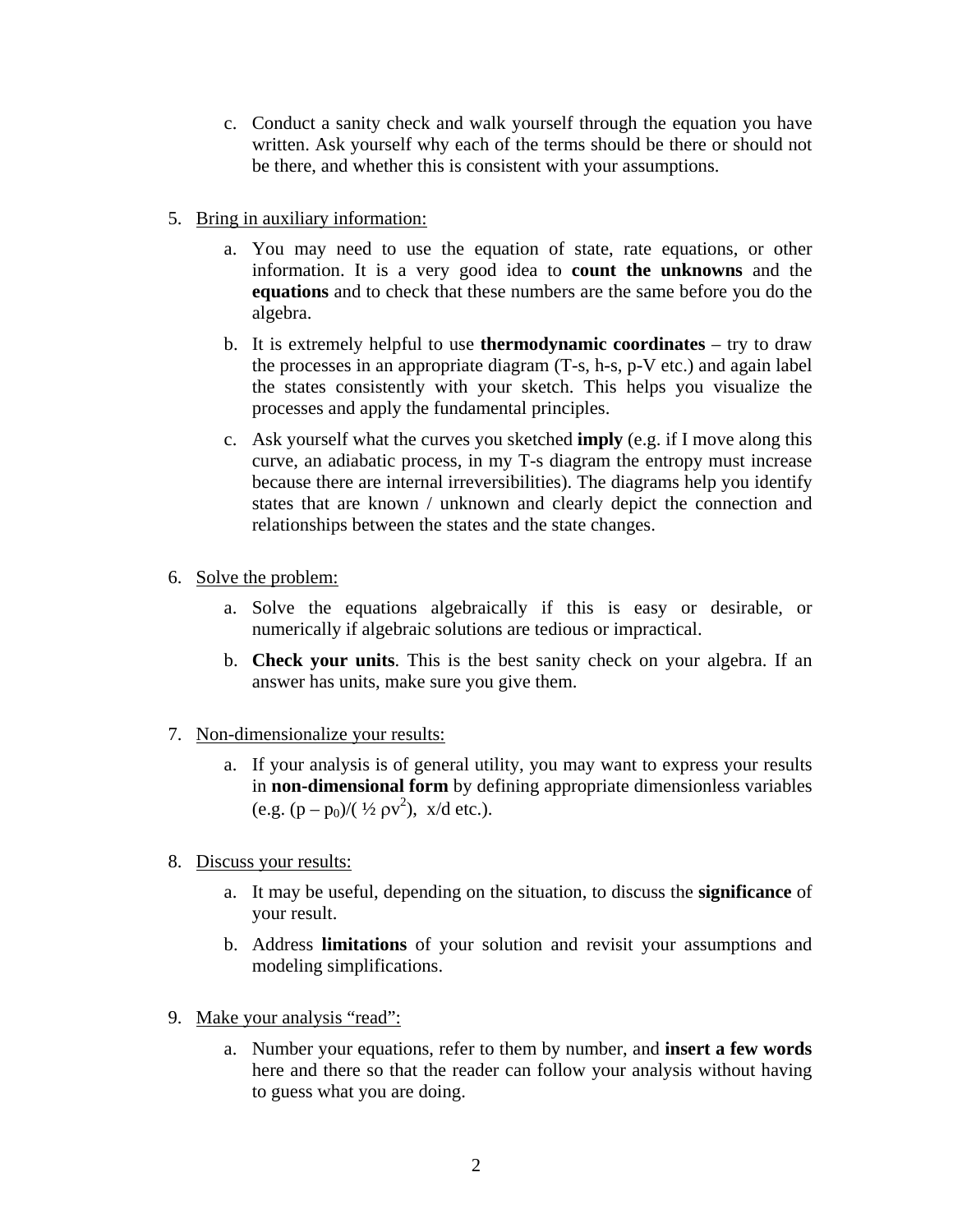c. Conduct a sanity check and walk yourself through the equation you have written. Ask yourself why each of the terms should be there or should not be there, and whether this is consistent with your assumptions.

5. Bring in auxiliary information:

   a. You may need to use the equation of state, rate equations, or other information. It is a very good idea to **count the unknowns** and the **equations** and to check that these numbers are the same before you do the algebra.

   b. It is extremely helpful to use **thermodynamic coordinates** – try to draw the processes in an appropriate diagram (T-s, h-s, p-V etc.) and again label the states consistently with your sketch. This helps you visualize the processes and apply the fundamental principles.

   c. Ask yourself what the curves you sketched **imply** (e.g. if I move along this curve, an adiabatic process, in my T-s diagram the entropy must increase because there are internal irreversibilities). The diagrams help you identify states that are known / unknown and clearly depict the connection and relationships between the states and the state changes.

6. Solve the problem:

   a. Solve the equations algebraically if this is easy or desirable, or numerically if algebraic solutions are tedious or impractical.

   b. **Check your units**. This is the best sanity check on your algebra. If an answer has units, make sure you give them.

7. Non-dimensionalize your results:

   a. If your analysis is of general utility, you may want to express your results in **non-dimensional form** by defining appropriate dimensionless variables (e.g. $(p - p_0)/(\frac{1}{2} \rho v^2)$, x/d etc.).

8. Discuss your results:

   a. It may be useful, depending on the situation, to discuss the **significance** of your result.

   b. Address **limitations** of your solution and revisit your assumptions and modeling simplifications.

9. Make your analysis "read":

   a. Number your equations, refer to them by number, and **insert a few words** here and there so that the reader can follow your analysis without having to guess what you are doing.